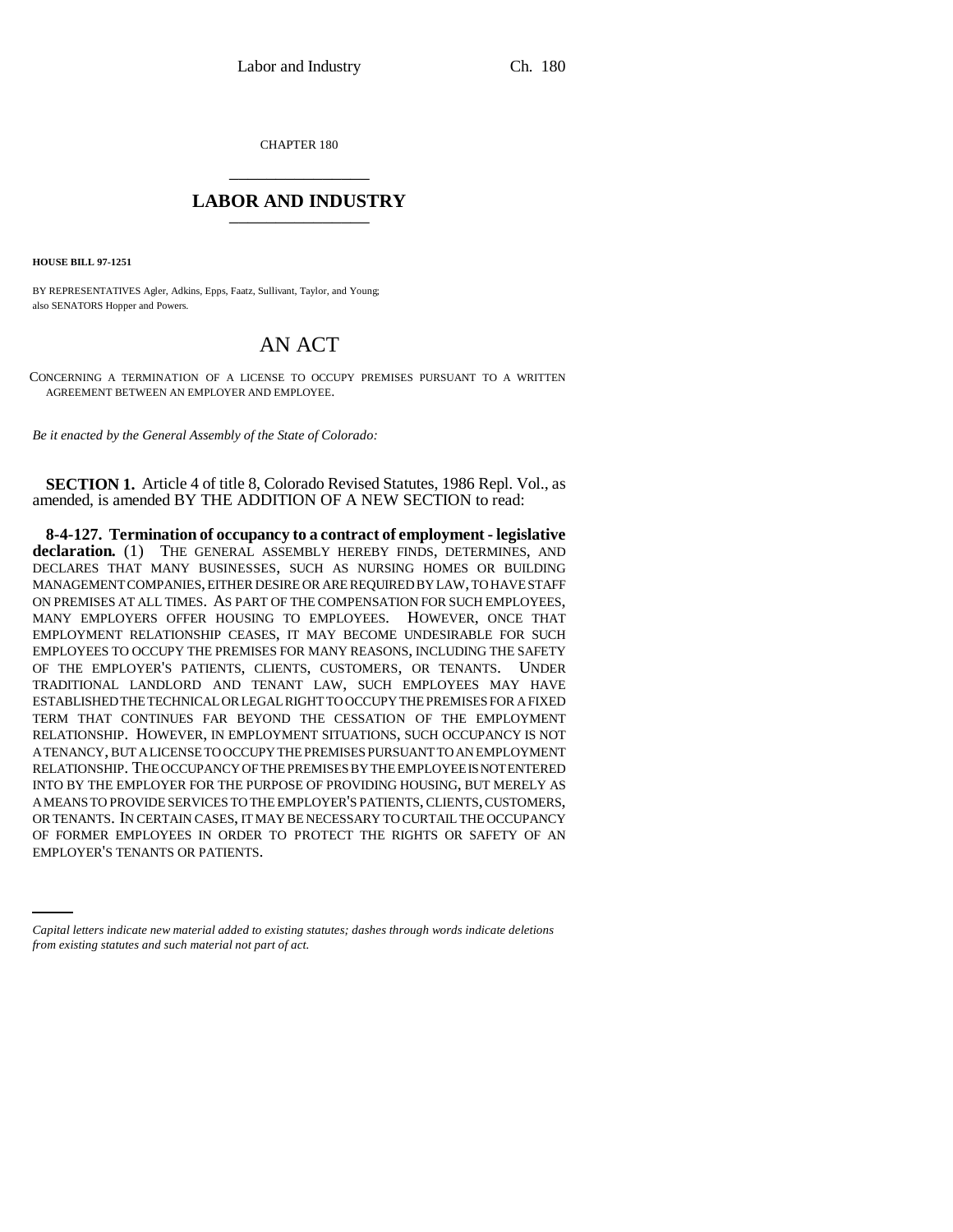CHAPTER 180

# LABOR AND INDUSTRY

**HOUSE BILL 97-1251**

BY REPRESENTATIVES Agler, Adkins, Epps, Faatz, Sullivant, Taylor, and Young;
also SENATORS Hopper and Powers.

# AN ACT

CONCERNING A TERMINATION OF A LICENSE TO OCCUPY PREMISES PURSUANT TO A WRITTEN AGREEMENT BETWEEN AN EMPLOYER AND EMPLOYEE.

*Be it enacted by the General Assembly of the State of Colorado:*

**SECTION 1.** Article 4 of title 8, Colorado Revised Statutes, 1986 Repl. Vol., as amended, is amended BY THE ADDITION OF A NEW SECTION to read:

**8-4-127. Termination of occupancy to a contract of employment - legislative declaration.** (1) THE GENERAL ASSEMBLY HEREBY FINDS, DETERMINES, AND DECLARES THAT MANY BUSINESSES, SUCH AS NURSING HOMES OR BUILDING MANAGEMENT COMPANIES, EITHER DESIRE OR ARE REQUIRED BY LAW, TO HAVE STAFF ON PREMISES AT ALL TIMES. AS PART OF THE COMPENSATION FOR SUCH EMPLOYEES, MANY EMPLOYERS OFFER HOUSING TO EMPLOYEES. HOWEVER, ONCE THAT EMPLOYMENT RELATIONSHIP CEASES, IT MAY BECOME UNDESIRABLE FOR SUCH EMPLOYEES TO OCCUPY THE PREMISES FOR MANY REASONS, INCLUDING THE SAFETY OF THE EMPLOYER'S PATIENTS, CLIENTS, CUSTOMERS, OR TENANTS. UNDER TRADITIONAL LANDLORD AND TENANT LAW, SUCH EMPLOYEES MAY HAVE ESTABLISHED THE TECHNICAL OR LEGAL RIGHT TO OCCUPY THE PREMISES FOR A FIXED TERM THAT CONTINUES FAR BEYOND THE CESSATION OF THE EMPLOYMENT RELATIONSHIP. HOWEVER, IN EMPLOYMENT SITUATIONS, SUCH OCCUPANCY IS NOT A TENANCY, BUT A LICENSE TO OCCUPY THE PREMISES PURSUANT TO AN EMPLOYMENT RELATIONSHIP. THE OCCUPANCY OF THE PREMISES BY THE EMPLOYEE IS NOT ENTERED INTO BY THE EMPLOYER FOR THE PURPOSE OF PROVIDING HOUSING, BUT MERELY AS A MEANS TO PROVIDE SERVICES TO THE EMPLOYER'S PATIENTS, CLIENTS, CUSTOMERS, OR TENANTS. IN CERTAIN CASES, IT MAY BE NECESSARY TO CURTAIL THE OCCUPANCY OF FORMER EMPLOYEES IN ORDER TO PROTECT THE RIGHTS OR SAFETY OF AN EMPLOYER'S TENANTS OR PATIENTS.

*Capital letters indicate new material added to existing statutes; dashes through words indicate deletions from existing statutes and such material not part of act.*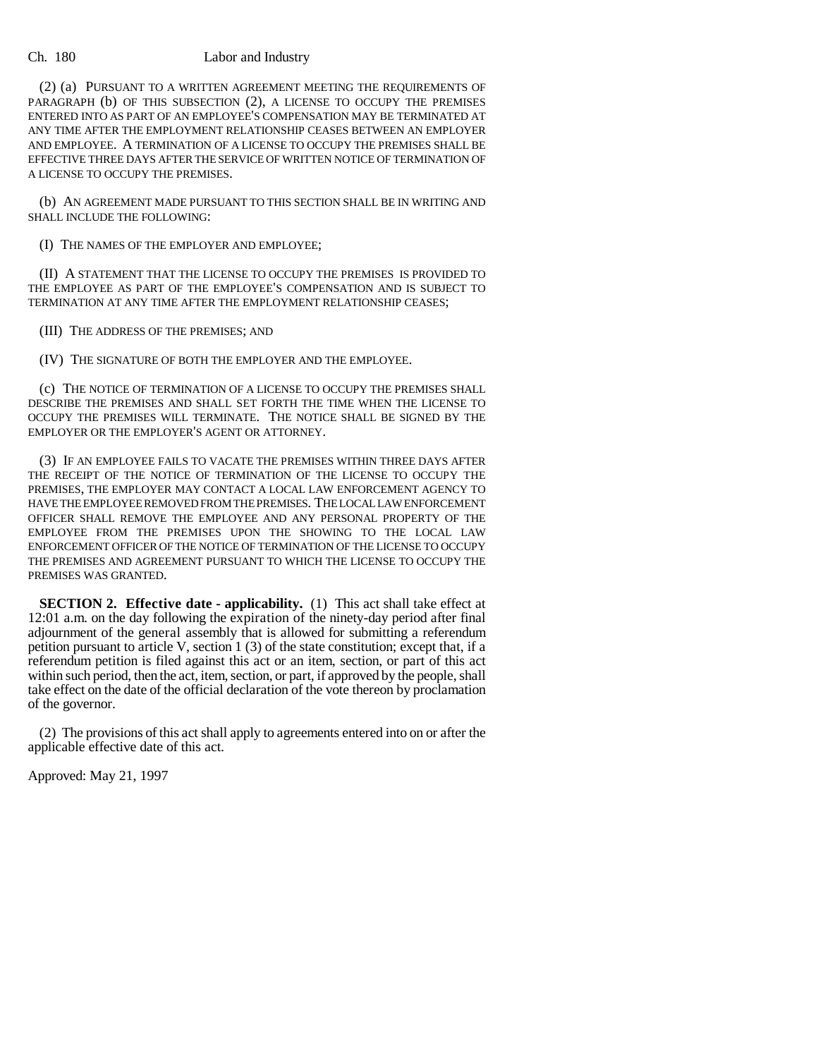(2) (a) PURSUANT TO A WRITTEN AGREEMENT MEETING THE REQUIREMENTS OF PARAGRAPH (b) OF THIS SUBSECTION (2), A LICENSE TO OCCUPY THE PREMISES ENTERED INTO AS PART OF AN EMPLOYEE'S COMPENSATION MAY BE TERMINATED AT ANY TIME AFTER THE EMPLOYMENT RELATIONSHIP CEASES BETWEEN AN EMPLOYER AND EMPLOYEE. A TERMINATION OF A LICENSE TO OCCUPY THE PREMISES SHALL BE EFFECTIVE THREE DAYS AFTER THE SERVICE OF WRITTEN NOTICE OF TERMINATION OF A LICENSE TO OCCUPY THE PREMISES.

(b) AN AGREEMENT MADE PURSUANT TO THIS SECTION SHALL BE IN WRITING AND SHALL INCLUDE THE FOLLOWING:

(I) THE NAMES OF THE EMPLOYER AND EMPLOYEE;

(II) A STATEMENT THAT THE LICENSE TO OCCUPY THE PREMISES IS PROVIDED TO THE EMPLOYEE AS PART OF THE EMPLOYEE'S COMPENSATION AND IS SUBJECT TO TERMINATION AT ANY TIME AFTER THE EMPLOYMENT RELATIONSHIP CEASES;

(III) THE ADDRESS OF THE PREMISES; AND

(IV) THE SIGNATURE OF BOTH THE EMPLOYER AND THE EMPLOYEE.

(c) THE NOTICE OF TERMINATION OF A LICENSE TO OCCUPY THE PREMISES SHALL DESCRIBE THE PREMISES AND SHALL SET FORTH THE TIME WHEN THE LICENSE TO OCCUPY THE PREMISES WILL TERMINATE. THE NOTICE SHALL BE SIGNED BY THE EMPLOYER OR THE EMPLOYER'S AGENT OR ATTORNEY.

(3) IF AN EMPLOYEE FAILS TO VACATE THE PREMISES WITHIN THREE DAYS AFTER THE RECEIPT OF THE NOTICE OF TERMINATION OF THE LICENSE TO OCCUPY THE PREMISES, THE EMPLOYER MAY CONTACT A LOCAL LAW ENFORCEMENT AGENCY TO HAVE THE EMPLOYEE REMOVED FROM THE PREMISES. THE LOCAL LAW ENFORCEMENT OFFICER SHALL REMOVE THE EMPLOYEE AND ANY PERSONAL PROPERTY OF THE EMPLOYEE FROM THE PREMISES UPON THE SHOWING TO THE LOCAL LAW ENFORCEMENT OFFICER OF THE NOTICE OF TERMINATION OF THE LICENSE TO OCCUPY THE PREMISES AND AGREEMENT PURSUANT TO WHICH THE LICENSE TO OCCUPY THE PREMISES WAS GRANTED.

**SECTION 2. Effective date - applicability.** (1) This act shall take effect at 12:01 a.m. on the day following the expiration of the ninety-day period after final adjournment of the general assembly that is allowed for submitting a referendum petition pursuant to article V, section 1 (3) of the state constitution; except that, if a referendum petition is filed against this act or an item, section, or part of this act within such period, then the act, item, section, or part, if approved by the people, shall take effect on the date of the official declaration of the vote thereon by proclamation of the governor.

(2) The provisions of this act shall apply to agreements entered into on or after the applicable effective date of this act.

Approved: May 21, 1997